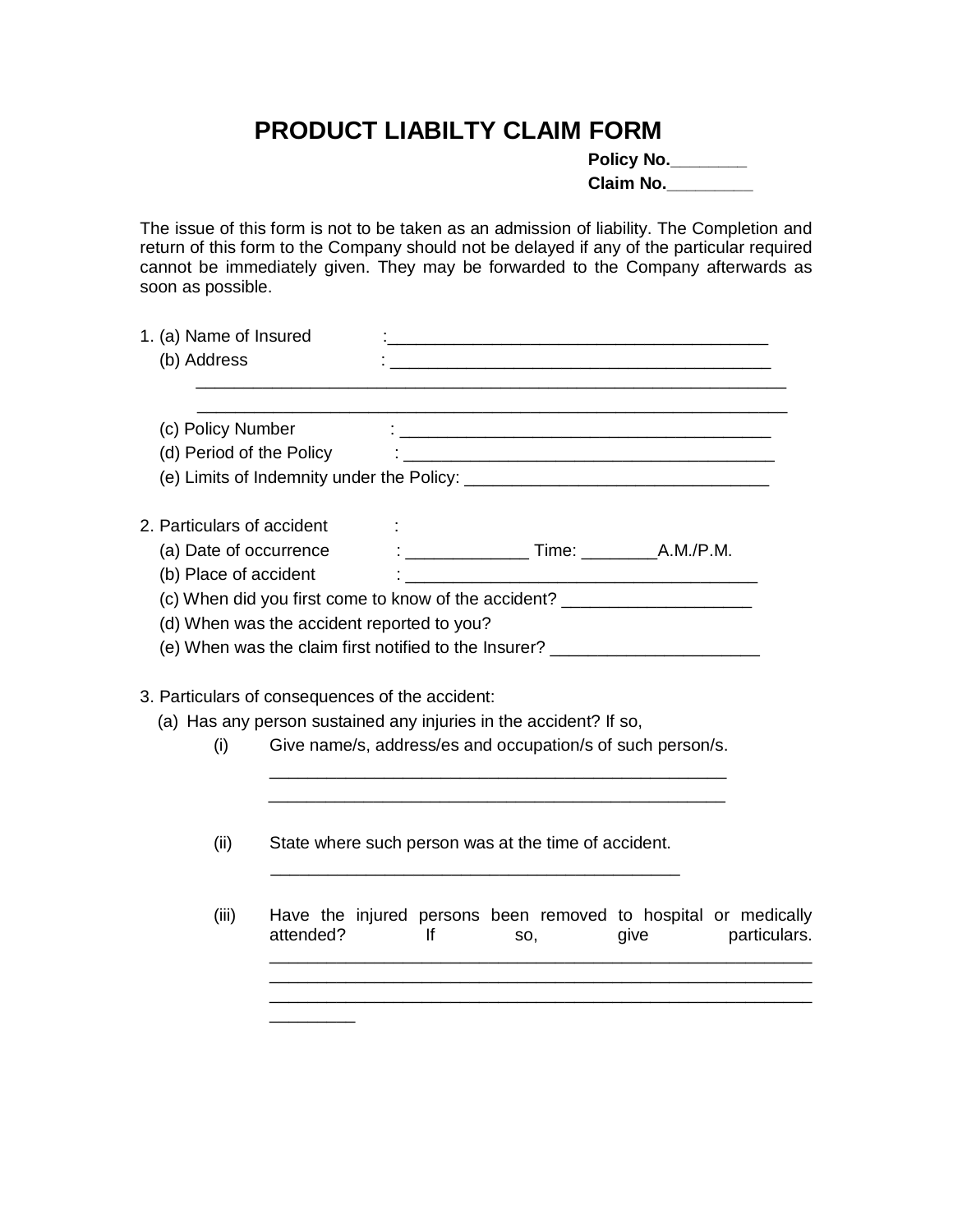# PRODUCT LIABILTY CLAIM FORM

**Policy No.________**
**Claim No._________**

The issue of this form is not to be taken as an admission of liability. The Completion and return of this form to the Company should not be delayed if any of the particular required cannot be immediately given. They may be forwarded to the Company afterwards as soon as possible.

1. (a) Name of Insured : _________________________________________
   (b) Address : _________________________________________
   _________________________________________________________________
   _________________________________________________________________
   (c) Policy Number : _________________________________________
   (d) Period of the Policy : _________________________________________
   (e) Limits of Indemnity under the Policy: _________________________________

2. Particulars of accident :
   (a) Date of occurrence : _____________ Time: ________A.M./P.M.
   (b) Place of accident : _____________________________________
   (c) When did you first come to know of the accident? ____________________
   (d) When was the accident reported to you?
   (e) When was the claim first notified to the Insurer? ______________________

3. Particulars of consequences of the accident:
   (a) Has any person sustained any injuries in the accident? If so,
      (i) Give name/s, address/es and occupation/s of such person/s.
      __________________________________________________
      __________________________________________________
      (ii) State where such person was at the time of accident.
      _____________________________________________
      (iii) Have the injured persons been removed to hospital or medically attended? If so, give particulars.
      ___________________________________________________________
      ___________________________________________________________
      ___________________________________________________________
      _________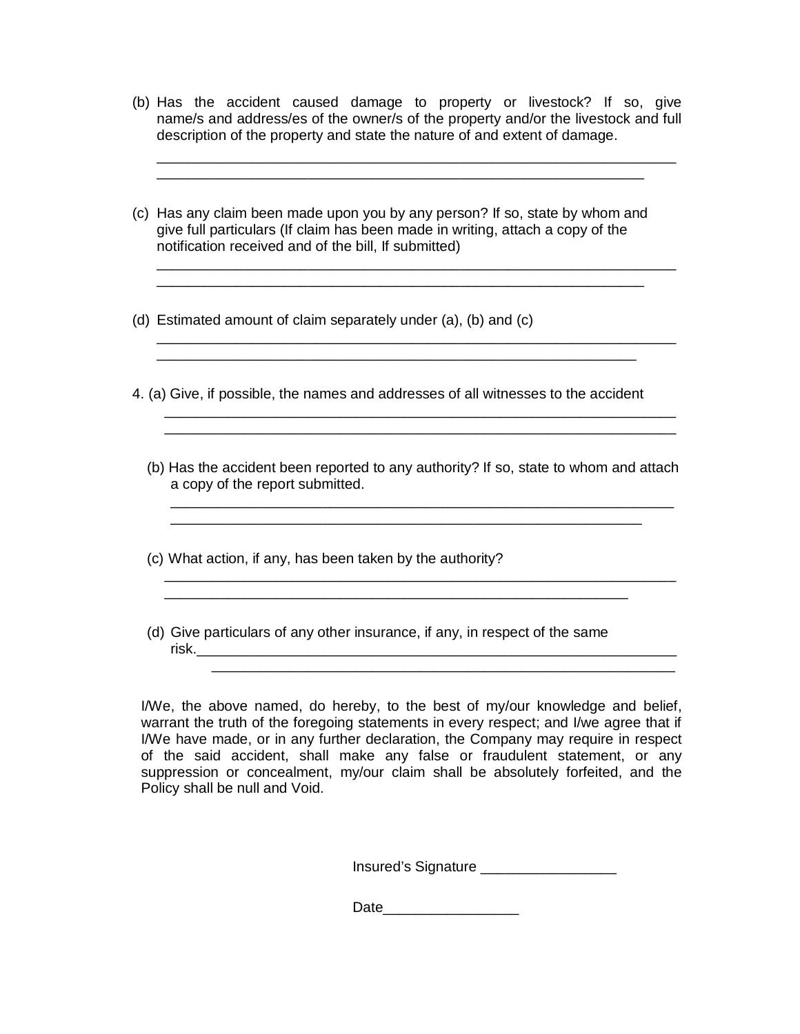(b) Has the accident caused damage to property or livestock? If so, give name/s and address/es of the owner/s of the property and/or the livestock and full description of the property and state the nature of and extent of damage.

_________________________________________________________________
_____________________________________________________________

(c) Has any claim been made upon you by any person? If so, state by whom and give full particulars (If claim has been made in writing, attach a copy of the notification received and of the bill, If submitted)

_________________________________________________________________
_____________________________________________________________

(d) Estimated amount of claim separately under (a), (b) and (c)

_________________________________________________________________
____________________________________________________________

4. (a) Give, if possible, the names and addresses of all witnesses to the accident

_________________________________________________________________
_________________________________________________________________

(b) Has the accident been reported to any authority? If so, state to whom and attach a copy of the report submitted.

_______________________________________________________________
___________________________________________________________

(c) What action, if any, has been taken by the authority?

_________________________________________________________________
__________________________________________________________

(d) Give particulars of any other insurance, if any, in respect of the same risk._______________________________________________________________
__________________________________________________________

I/We, the above named, do hereby, to the best of my/our knowledge and belief, warrant the truth of the foregoing statements in every respect; and I/we agree that if I/We have made, or in any further declaration, the Company may require in respect of the said accident, shall make any false or fraudulent statement, or any suppression or concealment, my/our claim shall be absolutely forfeited, and the Policy shall be null and Void.

Insured's Signature _________________

Date_________________